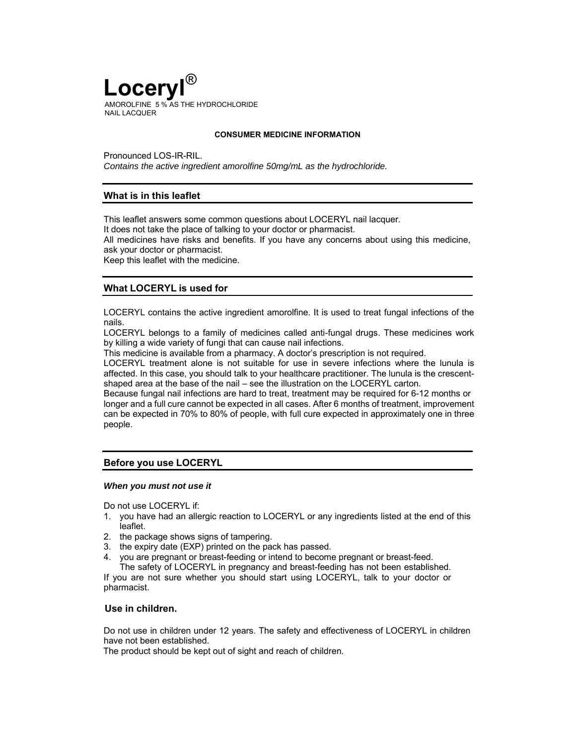# Loceryl®

AMOROLFINE 5 % AS THE HYDROCHLORIDE
NAIL LACQUER

**CONSUMER MEDICINE INFORMATION**

Pronounced LOS-IR-RIL.
*Contains the active ingredient amorolfine 50mg/mL as the hydrochloride.*

## What is in this leaflet

This leaflet answers some common questions about LOCERYL nail lacquer.
It does not take the place of talking to your doctor or pharmacist.
All medicines have risks and benefits. If you have any concerns about using this medicine, ask your doctor or pharmacist.
Keep this leaflet with the medicine.

## What LOCERYL is used for

LOCERYL contains the active ingredient amorolfine. It is used to treat fungal infections of the nails.
LOCERYL belongs to a family of medicines called anti-fungal drugs. These medicines work by killing a wide variety of fungi that can cause nail infections.
This medicine is available from a pharmacy. A doctor's prescription is not required.
LOCERYL treatment alone is not suitable for use in severe infections where the lunula is affected. In this case, you should talk to your healthcare practitioner. The lunula is the crescent-shaped area at the base of the nail – see the illustration on the LOCERYL carton.
Because fungal nail infections are hard to treat, treatment may be required for 6-12 months or longer and a full cure cannot be expected in all cases. After 6 months of treatment, improvement can be expected in 70% to 80% of people, with full cure expected in approximately one in three people.

## Before you use LOCERYL

### *When you must not use it*

Do not use LOCERYL if:

1. you have had an allergic reaction to LOCERYL or any ingredients listed at the end of this leaflet.
2. the package shows signs of tampering.
3. the expiry date (EXP) printed on the pack has passed.
4. you are pregnant or breast-feeding or intend to become pregnant or breast-feed.
   The safety of LOCERYL in pregnancy and breast-feeding has not been established.

If you are not sure whether you should start using LOCERYL, talk to your doctor or pharmacist.

### Use in children.

Do not use in children under 12 years. The safety and effectiveness of LOCERYL in children have not been established.
The product should be kept out of sight and reach of children.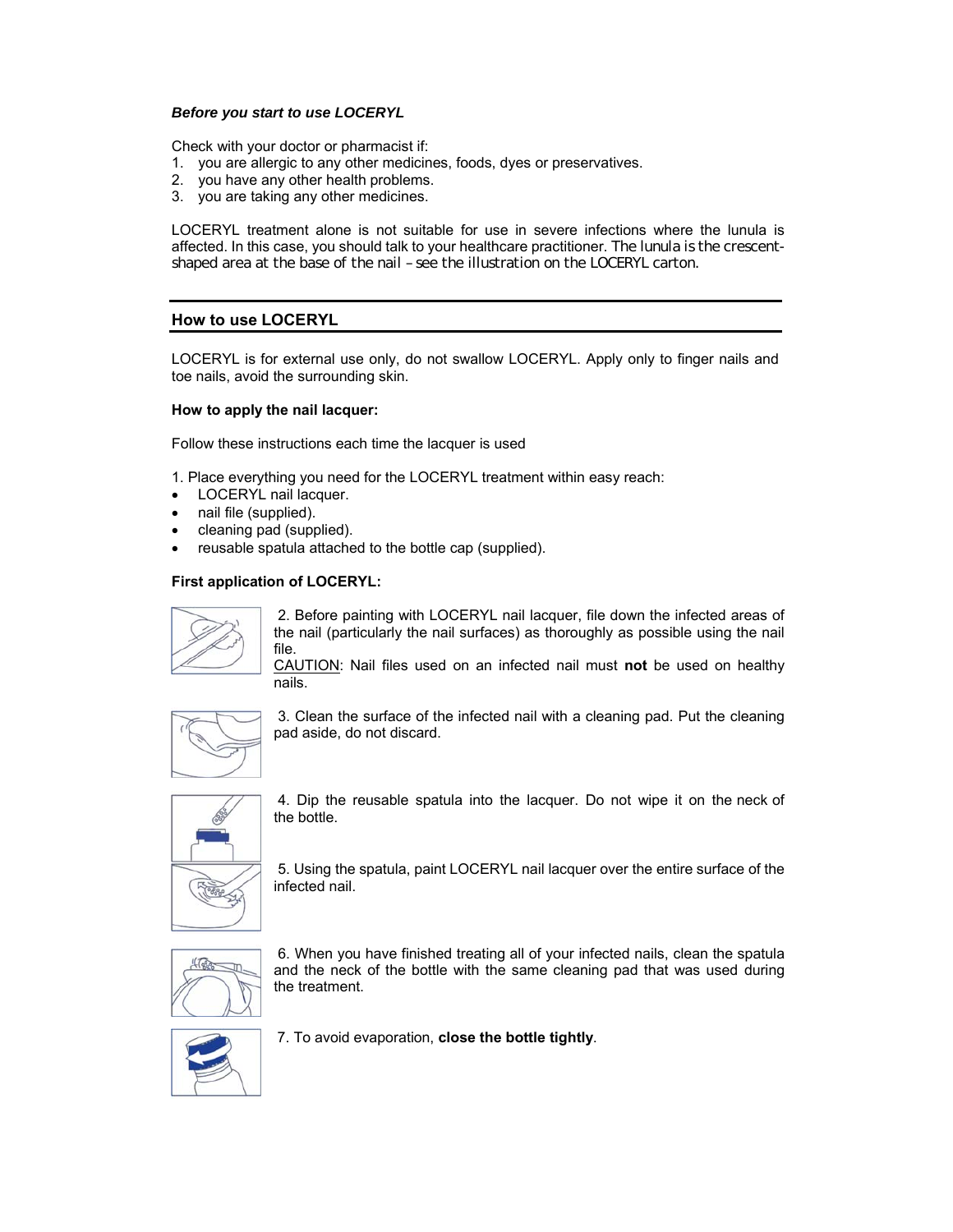### *Before you start to use LOCERYL*

Check with your doctor or pharmacist if:

1. you are allergic to any other medicines, foods, dyes or preservatives.
2. you have any other health problems.
3. you are taking any other medicines.

LOCERYL treatment alone is not suitable for use in severe infections where the lunula is affected. In this case, you should talk to your healthcare practitioner. The lunula is the crescent-shaped area at the base of the nail – see the illustration on the LOCERYL carton.

## How to use LOCERYL

LOCERYL is for external use only, do not swallow LOCERYL. Apply only to finger nails and toe nails, avoid the surrounding skin.

**How to apply the nail lacquer:**

Follow these instructions each time the lacquer is used

1. Place everything you need for the LOCERYL treatment within easy reach:

- LOCERYL nail lacquer.
- nail file (supplied).
- cleaning pad (supplied).
- reusable spatula attached to the bottle cap (supplied).

**First application of LOCERYL:**

2. Before painting with LOCERYL nail lacquer, file down the infected areas of the nail (particularly the nail surfaces) as thoroughly as possible using the nail file.
CAUTION: Nail files used on an infected nail must **not** be used on healthy nails.

3. Clean the surface of the infected nail with a cleaning pad. Put the cleaning pad aside, do not discard.

4. Dip the reusable spatula into the lacquer. Do not wipe it on the neck of the bottle.

5. Using the spatula, paint LOCERYL nail lacquer over the entire surface of the infected nail.

6. When you have finished treating all of your infected nails, clean the spatula and the neck of the bottle with the same cleaning pad that was used during the treatment.

7. To avoid evaporation, **close the bottle tightly**.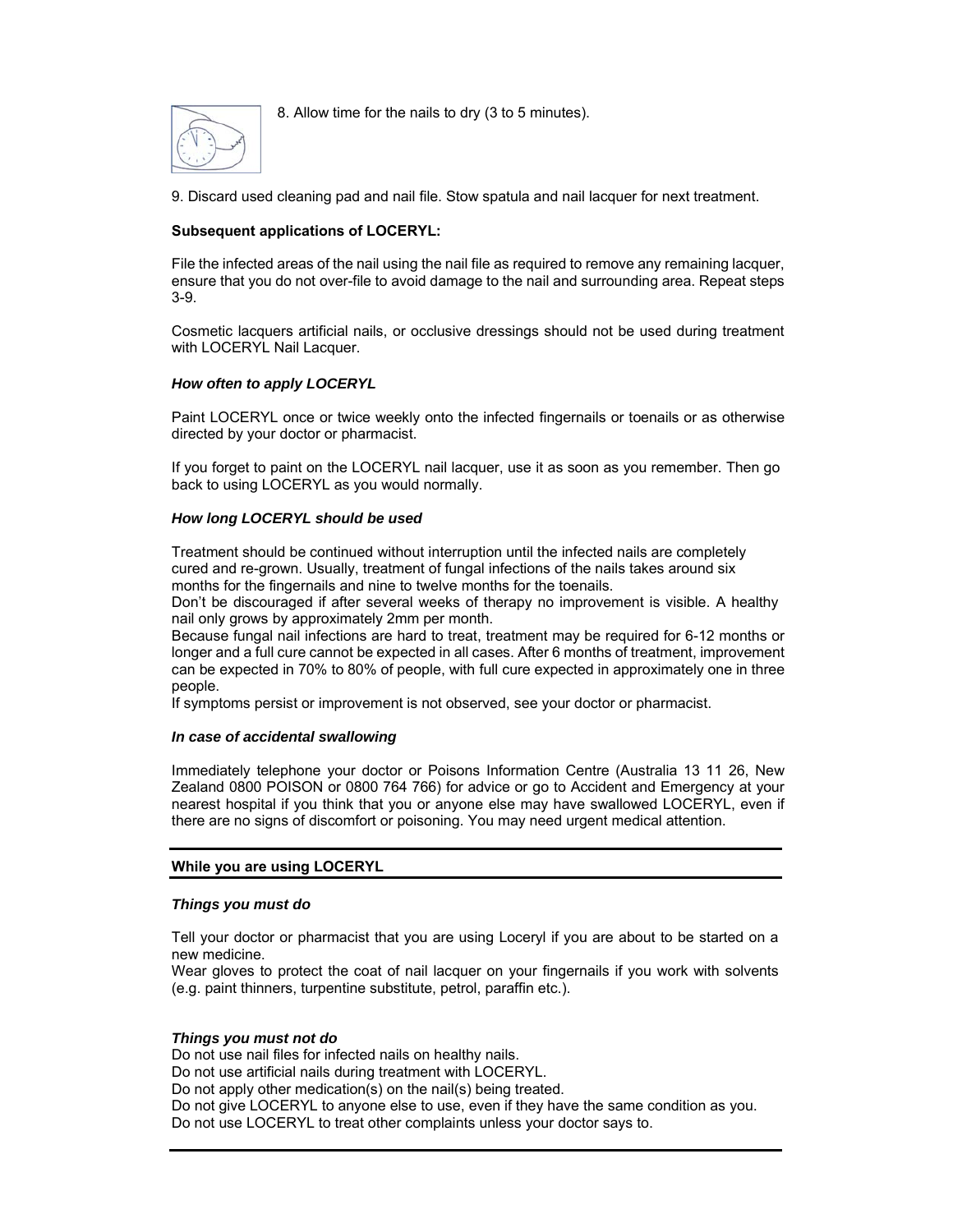8. Allow time for the nails to dry (3 to 5 minutes).

9. Discard used cleaning pad and nail file. Stow spatula and nail lacquer for next treatment.

**Subsequent applications of LOCERYL:**

File the infected areas of the nail using the nail file as required to remove any remaining lacquer, ensure that you do not over-file to avoid damage to the nail and surrounding area. Repeat steps 3-9.

Cosmetic lacquers artificial nails, or occlusive dressings should not be used during treatment with LOCERYL Nail Lacquer.

***How often to apply LOCERYL***

Paint LOCERYL once or twice weekly onto the infected fingernails or toenails or as otherwise directed by your doctor or pharmacist.

If you forget to paint on the LOCERYL nail lacquer, use it as soon as you remember. Then go back to using LOCERYL as you would normally.

***How long LOCERYL should be used***

Treatment should be continued without interruption until the infected nails are completely cured and re-grown. Usually, treatment of fungal infections of the nails takes around six months for the fingernails and nine to twelve months for the toenails.

Don't be discouraged if after several weeks of therapy no improvement is visible. A healthy nail only grows by approximately 2mm per month.

Because fungal nail infections are hard to treat, treatment may be required for 6-12 months or longer and a full cure cannot be expected in all cases. After 6 months of treatment, improvement can be expected in 70% to 80% of people, with full cure expected in approximately one in three people.

If symptoms persist or improvement is not observed, see your doctor or pharmacist.

***In case of accidental swallowing***

Immediately telephone your doctor or Poisons Information Centre (Australia 13 11 26, New Zealand 0800 POISON or 0800 764 766) for advice or go to Accident and Emergency at your nearest hospital if you think that you or anyone else may have swallowed LOCERYL, even if there are no signs of discomfort or poisoning. You may need urgent medical attention.

## While you are using LOCERYL

***Things you must do***

Tell your doctor or pharmacist that you are using Loceryl if you are about to be started on a new medicine.

Wear gloves to protect the coat of nail lacquer on your fingernails if you work with solvents (e.g. paint thinners, turpentine substitute, petrol, paraffin etc.).

***Things you must not do***

Do not use nail files for infected nails on healthy nails.
Do not use artificial nails during treatment with LOCERYL.
Do not apply other medication(s) on the nail(s) being treated.
Do not give LOCERYL to anyone else to use, even if they have the same condition as you.
Do not use LOCERYL to treat other complaints unless your doctor says to.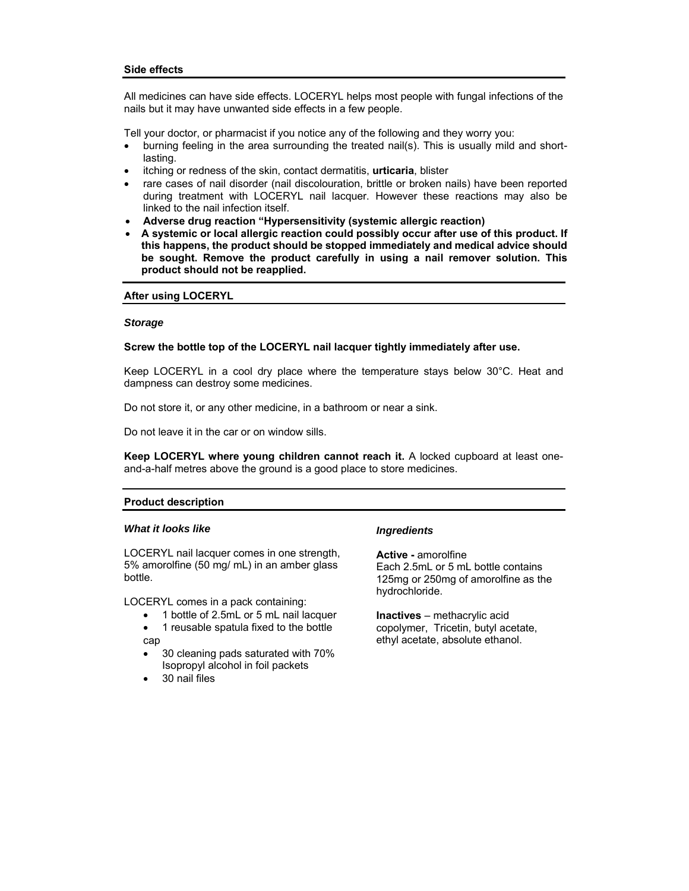## Side effects

All medicines can have side effects. LOCERYL helps most people with fungal infections of the nails but it may have unwanted side effects in a few people.

Tell your doctor, or pharmacist if you notice any of the following and they worry you:

- burning feeling in the area surrounding the treated nail(s). This is usually mild and short-lasting.
- itching or redness of the skin, contact dermatitis, **urticaria**, blister
- rare cases of nail disorder (nail discolouration, brittle or broken nails) have been reported during treatment with LOCERYL nail lacquer. However these reactions may also be linked to the nail infection itself.
- **Adverse drug reaction "Hypersensitivity (systemic allergic reaction)**
- **A systemic or local allergic reaction could possibly occur after use of this product. If this happens, the product should be stopped immediately and medical advice should be sought. Remove the product carefully in using a nail remover solution. This product should not be reapplied.**

## After using LOCERYL

### *Storage*

**Screw the bottle top of the LOCERYL nail lacquer tightly immediately after use.**

Keep LOCERYL in a cool dry place where the temperature stays below 30°C. Heat and dampness can destroy some medicines.

Do not store it, or any other medicine, in a bathroom or near a sink.

Do not leave it in the car or on window sills.

**Keep LOCERYL where young children cannot reach it.** A locked cupboard at least one-and-a-half metres above the ground is a good place to store medicines.

## Product description

### *What it looks like*

LOCERYL nail lacquer comes in one strength, 5% amorolfine (50 mg/ mL) in an amber glass bottle.

LOCERYL comes in a pack containing:

- 1 bottle of 2.5mL or 5 mL nail lacquer
- 1 reusable spatula fixed to the bottle cap
- 30 cleaning pads saturated with 70% Isopropyl alcohol in foil packets
- 30 nail files

### *Ingredients*

**Active -** amorolfine
Each 2.5mL or 5 mL bottle contains 125mg or 250mg of amorolfine as the hydrochloride.

**Inactives** – methacrylic acid copolymer, Tricetin, butyl acetate, ethyl acetate, absolute ethanol.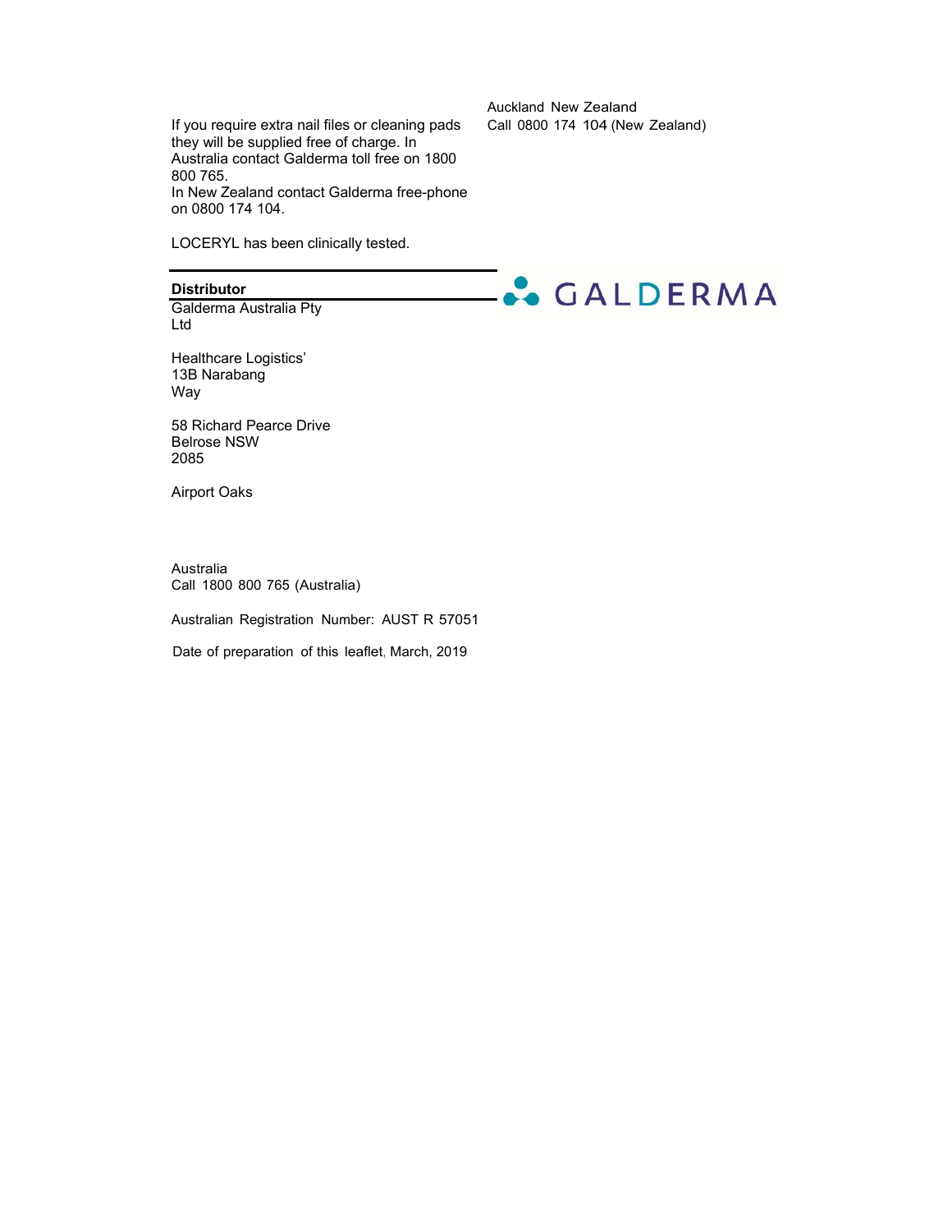If you require extra nail files or cleaning pads they will be supplied free of charge. In Australia contact Galderma toll free on 1800 800 765.
In New Zealand contact Galderma free-phone on 0800 174 104.

LOCERYL has been clinically tested.

**Distributor**

Galderma Australia Pty Ltd

58 Richard Pearce Drive
Belrose NSW
2085

Australia
Call 1800 800 765 (Australia)

Healthcare Logistics'
13B Narabang
Way

Airport Oaks

Auckland New Zealand
Call 0800 174 104 (New Zealand)

Australian Registration Number: AUST R 57051

Date of preparation of this leaflet, March, 2019